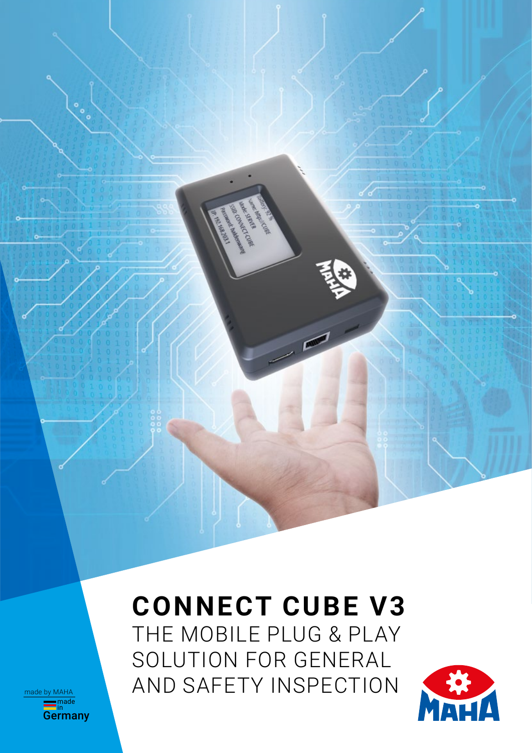# CONNECT CUBE V3

THE MOBILE PLUG & PLAY SOLUTION FOR GENERAL AND SAFETY INSPECTION

made by MAHA
made in Germany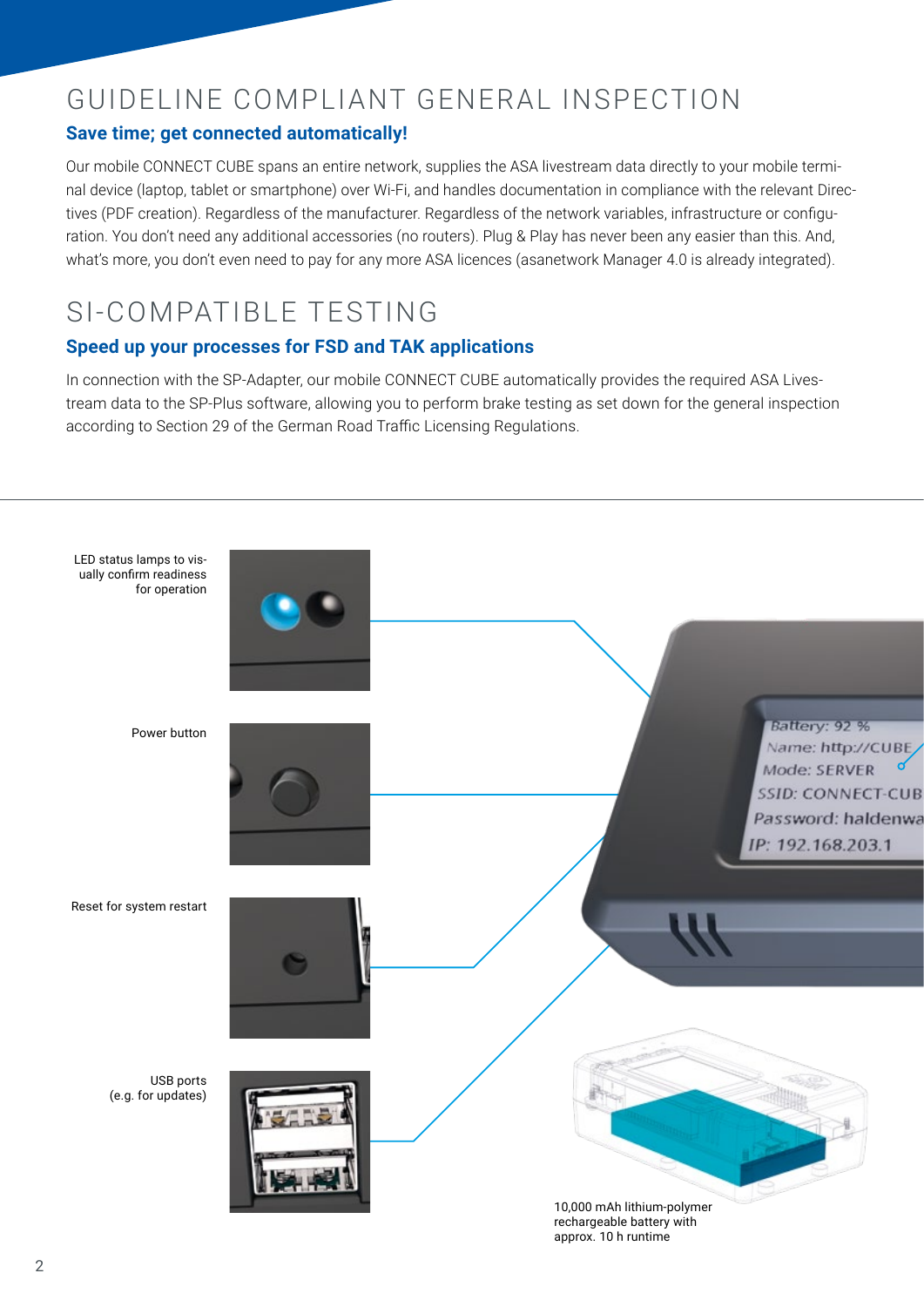# GUIDELINE COMPLIANT GENERAL INSPECTION

## Save time; get connected automatically!

Our mobile CONNECT CUBE spans an entire network, supplies the ASA livestream data directly to your mobile terminal device (laptop, tablet or smartphone) over Wi-Fi, and handles documentation in compliance with the relevant Directives (PDF creation). Regardless of the manufacturer. Regardless of the network variables, infrastructure or configuration. You don't need any additional accessories (no routers). Plug & Play has never been any easier than this. And, what's more, you don't even need to pay for any more ASA licences (asanetwork Manager 4.0 is already integrated).

# SI-COMPATIBLE TESTING

## Speed up your processes for FSD and TAK applications

In connection with the SP-Adapter, our mobile CONNECT CUBE automatically provides the required ASA Livestream data to the SP-Plus software, allowing you to perform brake testing as set down for the general inspection according to Section 29 of the German Road Traffic Licensing Regulations.

LED status lamps to visually confirm readiness for operation

Power button

Reset for system restart

USB ports (e.g. for updates)

Battery: 92 %
Name: http://CUBE
Mode: SERVER
SSID: CONNECT-CUB
Password: haldenwa
IP: 192.168.203.1

10,000 mAh lithium-polymer rechargeable battery with approx. 10 h runtime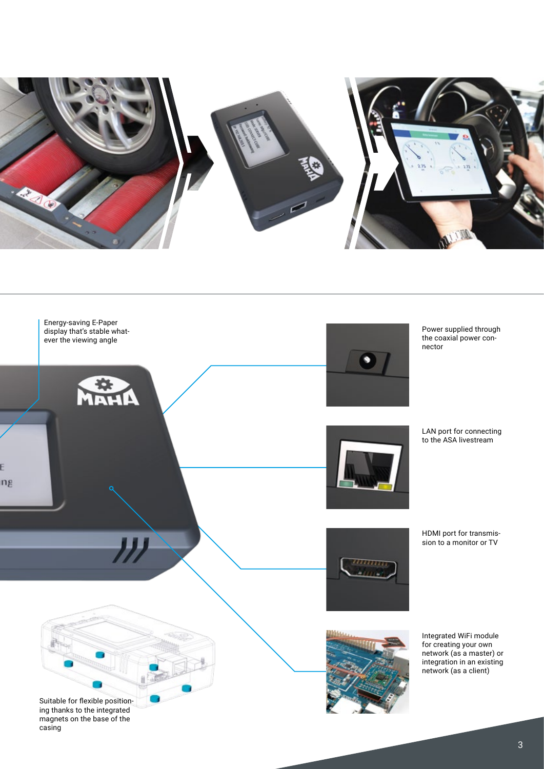Energy-saving E-Paper display that's stable whatever the viewing angle

Power supplied through the coaxial power connector

LAN port for connecting to the ASA livestream

HDMI port for transmission to a monitor or TV

Integrated WiFi module for creating your own network (as a master) or integration in an existing network (as a client)

Suitable for flexible positioning thanks to the integrated magnets on the base of the casing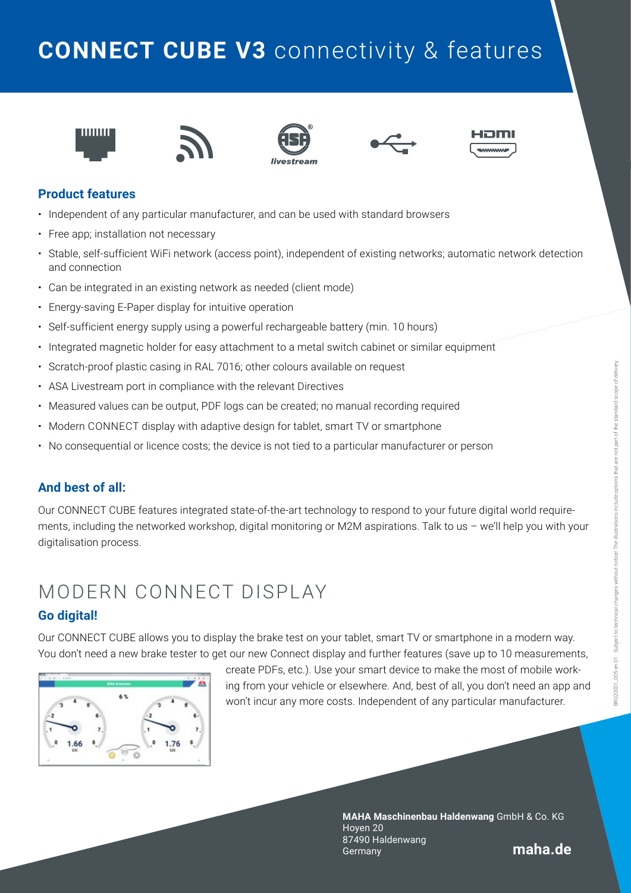# CONNECT CUBE V3 connectivity & features

### Product features

- Independent of any particular manufacturer, and can be used with standard browsers
- Free app; installation not necessary
- Stable, self-sufficient WiFi network (access point), independent of existing networks; automatic network detection and connection
- Can be integrated in an existing network as needed (client mode)
- Energy-saving E-Paper display for intuitive operation
- Self-sufficient energy supply using a powerful rechargeable battery (min. 10 hours)
- Integrated magnetic holder for easy attachment to a metal switch cabinet or similar equipment
- Scratch-proof plastic casing in RAL 7016; other colours available on request
- ASA Livestream port in compliance with the relevant Directives
- Measured values can be output, PDF logs can be created; no manual recording required
- Modern CONNECT display with adaptive design for tablet, smart TV or smartphone
- No consequential or licence costs; the device is not tied to a particular manufacturer or person

### And best of all:

Our CONNECT CUBE features integrated state-of-the-art technology to respond to your future digital world requirements, including the networked workshop, digital monitoring or M2M aspirations. Talk to us – we'll help you with your digitalisation process.

## MODERN CONNECT DISPLAY

### Go digital!

Our CONNECT CUBE allows you to display the brake test on your tablet, smart TV or smartphone in a modern way. You don't need a new brake tester to get our new Connect display and further features (save up to 10 measurements, create PDFs, etc.). Use your smart device to make the most of mobile working from your vehicle or elsewhere. And, best of all, you don't need an app and won't incur any more costs. Independent of any particular manufacturer.

BR020001_005-en 01 · Subject to technical changes without notice! The illustrations include options that are not part of the standard scope of delivery.

**MAHA Maschinenbau Haldenwang** GmbH & Co. KG
Hoyen 20
87490 Haldenwang
Germany

**maha.de**